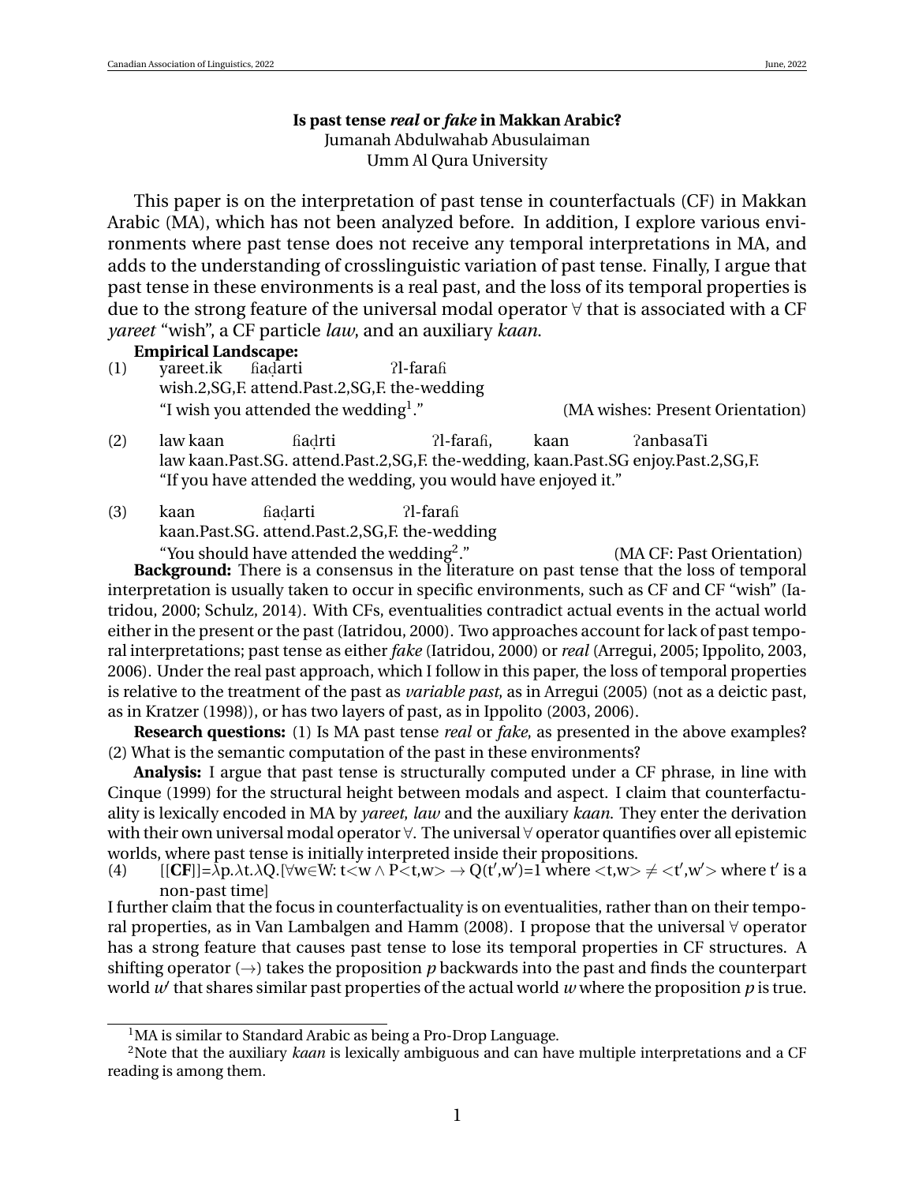# Is past tense *real* or *fake* in Makkan Arabic?

Jumanah Abdulwahab Abusulaiman
Umm Al Qura University

This paper is on the interpretation of past tense in counterfactuals (CF) in Makkan Arabic (MA), which has not been analyzed before. In addition, I explore various environments where past tense does not receive any temporal interpretations in MA, and adds to the understanding of crosslinguistic variation of past tense. Finally, I argue that past tense in these environments is a real past, and the loss of its temporal properties is due to the strong feature of the universal modal operator ∀ that is associated with a CF *yareet* "wish", a CF particle *law*, and an auxiliary *kaan*.

**Empirical Landscape:**

(1) yareet.ik ɦaḍarti ʔl-faraɦ
wish.2,SG,F. attend.Past.2,SG,F. the-wedding
"I wish you attended the wedding[1]." (MA wishes: Present Orientation)

(2) law kaan ɦaḍrti ʔl-faraɦ, kaan ʔanbasaTi
law kaan.Past.SG. attend.Past.2,SG,F. the-wedding, kaan.Past.SG enjoy.Past.2,SG,F.
"If you have attended the wedding, you would have enjoyed it."

(3) kaan ɦaḍarti ʔl-faraɦ
kaan.Past.SG. attend.Past.2,SG,F. the-wedding
"You should have attended the wedding[2]." (MA CF: Past Orientation)

**Background:** There is a consensus in the literature on past tense that the loss of temporal interpretation is usually taken to occur in specific environments, such as CF and CF "wish" (Iatridou, 2000; Schulz, 2014). With CFs, eventualities contradict actual events in the actual world either in the present or the past (Iatridou, 2000). Two approaches account for lack of past temporal interpretations; past tense as either *fake* (Iatridou, 2000) or *real* (Arregui, 2005; Ippolito, 2003, 2006). Under the real past approach, which I follow in this paper, the loss of temporal properties is relative to the treatment of the past as *variable past*, as in Arregui (2005) (not as a deictic past, as in Kratzer (1998)), or has two layers of past, as in Ippolito (2003, 2006).

**Research questions:** (1) Is MA past tense *real* or *fake*, as presented in the above examples? (2) What is the semantic computation of the past in these environments?

**Analysis:** I argue that past tense is structurally computed under a CF phrase, in line with Cinque (1999) for the structural height between modals and aspect. I claim that counterfactuality is lexically encoded in MA by *yareet*, *law* and the auxiliary *kaan*. They enter the derivation with their own universal modal operator ∀. The universal ∀ operator quantifies over all epistemic worlds, where past tense is initially interpreted inside their propositions.

(4) $[[\textbf{CF}]]=\lambda p.\lambda t.\lambda Q.[\forall w\in W: t<w \wedge P<t,w> \rightarrow Q(t',w')=1$ where $<t,w> \neq <t',w'>$ where $t'$ is a non-past time$]$

I further claim that the focus in counterfactuality is on eventualities, rather than on their temporal properties, as in Van Lambalgen and Hamm (2008). I propose that the universal ∀ operator has a strong feature that causes past tense to lose its temporal properties in CF structures. A shifting operator (→) takes the proposition *p* backwards into the past and finds the counterpart world *w′* that shares similar past properties of the actual world *w* where the proposition *p* is true.

---

[1] MA is similar to Standard Arabic as being a Pro-Drop Language.

[2] Note that the auxiliary *kaan* is lexically ambiguous and can have multiple interpretations and a CF reading is among them.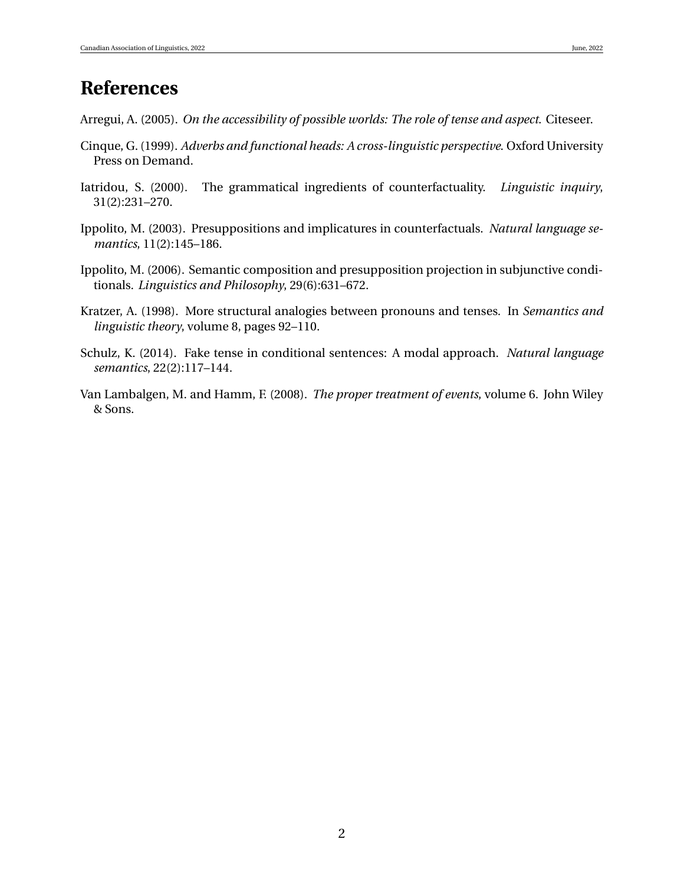# References

Arregui, A. (2005). *On the accessibility of possible worlds: The role of tense and aspect*. Citeseer.

Cinque, G. (1999). *Adverbs and functional heads: A cross-linguistic perspective*. Oxford University Press on Demand.

Iatridou, S. (2000). The grammatical ingredients of counterfactuality. *Linguistic inquiry*, 31(2):231–270.

Ippolito, M. (2003). Presuppositions and implicatures in counterfactuals. *Natural language semantics*, 11(2):145–186.

Ippolito, M. (2006). Semantic composition and presupposition projection in subjunctive conditionals. *Linguistics and Philosophy*, 29(6):631–672.

Kratzer, A. (1998). More structural analogies between pronouns and tenses. In *Semantics and linguistic theory*, volume 8, pages 92–110.

Schulz, K. (2014). Fake tense in conditional sentences: A modal approach. *Natural language semantics*, 22(2):117–144.

Van Lambalgen, M. and Hamm, F. (2008). *The proper treatment of events*, volume 6. John Wiley & Sons.